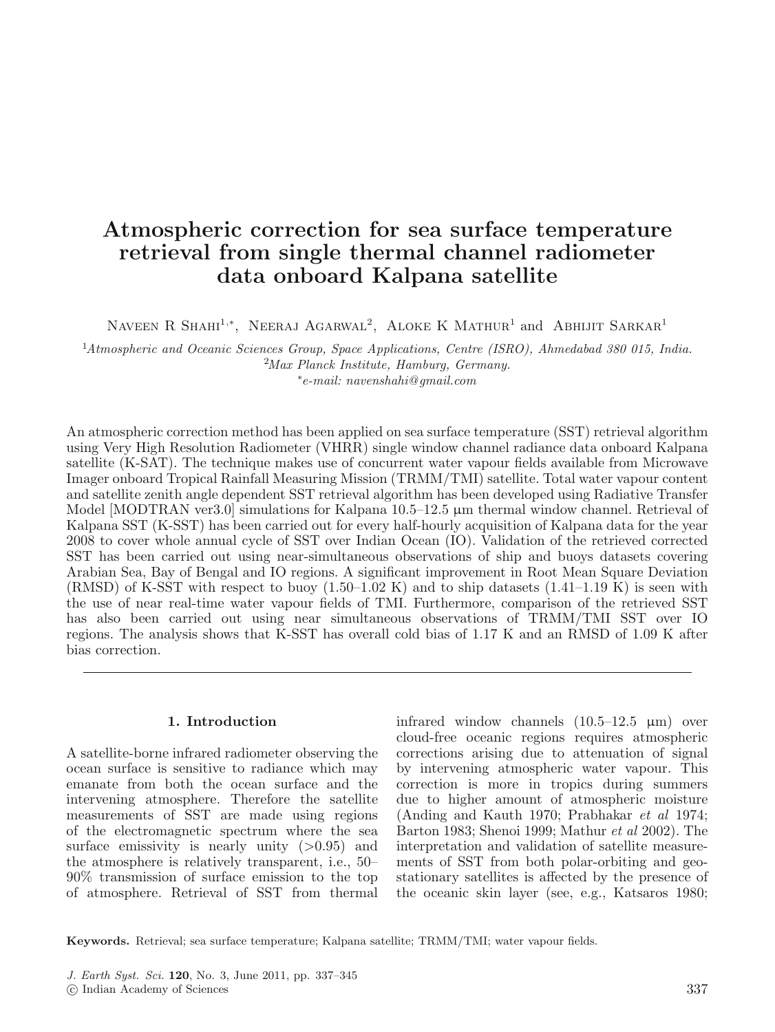# Atmospheric correction for sea surface temperature retrieval from single thermal channel radiometer data onboard Kalpana satellite

Naveen R Shahi[1,*], Neeraj Agarwal[2], Aloke K Mathur[1] and Abhijit Sarkar[1]

[1]*Atmospheric and Oceanic Sciences Group, Space Applications, Centre (ISRO), Ahmedabad 380 015, India.*
[2]*Max Planck Institute, Hamburg, Germany.*
*e-mail: navenshahi@gmail.com*

An atmospheric correction method has been applied on sea surface temperature (SST) retrieval algorithm using Very High Resolution Radiometer (VHRR) single window channel radiance data onboard Kalpana satellite (K-SAT). The technique makes use of concurrent water vapour fields available from Microwave Imager onboard Tropical Rainfall Measuring Mission (TRMM/TMI) satellite. Total water vapour content and satellite zenith angle dependent SST retrieval algorithm has been developed using Radiative Transfer Model [MODTRAN ver3.0] simulations for Kalpana 10.5–12.5 μm thermal window channel. Retrieval of Kalpana SST (K-SST) has been carried out for every half-hourly acquisition of Kalpana data for the year 2008 to cover whole annual cycle of SST over Indian Ocean (IO). Validation of the retrieved corrected SST has been carried out using near-simultaneous observations of ship and buoys datasets covering Arabian Sea, Bay of Bengal and IO regions. A significant improvement in Root Mean Square Deviation (RMSD) of K-SST with respect to buoy (1.50–1.02 K) and to ship datasets (1.41–1.19 K) is seen with the use of near real-time water vapour fields of TMI. Furthermore, comparison of the retrieved SST has also been carried out using near simultaneous observations of TRMM/TMI SST over IO regions. The analysis shows that K-SST has overall cold bias of 1.17 K and an RMSD of 1.09 K after bias correction.

## 1. Introduction

A satellite-borne infrared radiometer observing the ocean surface is sensitive to radiance which may emanate from both the ocean surface and the intervening atmosphere. Therefore the satellite measurements of SST are made using regions of the electromagnetic spectrum where the sea surface emissivity is nearly unity (>0.95) and the atmosphere is relatively transparent, i.e., 50–90% transmission of surface emission to the top of atmosphere. Retrieval of SST from thermal infrared window channels (10.5–12.5 μm) over cloud-free oceanic regions requires atmospheric corrections arising due to attenuation of signal by intervening atmospheric water vapour. This correction is more in tropics during summers due to higher amount of atmospheric moisture (Anding and Kauth 1970; Prabhakar *et al* 1974; Barton 1983; Shenoi 1999; Mathur *et al* 2002). The interpretation and validation of satellite measurements of SST from both polar-orbiting and geostationary satellites is affected by the presence of the oceanic skin layer (see, e.g., Katsaros 1980;

**Keywords.** Retrieval; sea surface temperature; Kalpana satellite; TRMM/TMI; water vapour fields.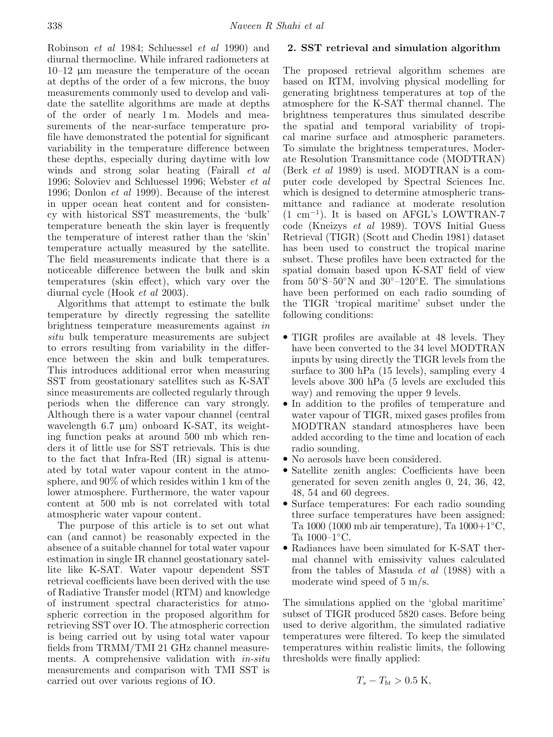Robinson *et al* 1984; Schluessel *et al* 1990) and diurnal thermocline. While infrared radiometers at 10–12 μm measure the temperature of the ocean at depths of the order of a few microns, the buoy measurements commonly used to develop and validate the satellite algorithms are made at depths of the order of nearly 1 m. Models and measurements of the near-surface temperature profile have demonstrated the potential for significant variability in the temperature difference between these depths, especially during daytime with low winds and strong solar heating (Fairall *et al* 1996; Soloviev and Schluessel 1996; Webster *et al* 1996; Donlon *et al* 1999). Because of the interest in upper ocean heat content and for consistency with historical SST measurements, the 'bulk' temperature beneath the skin layer is frequently the temperature of interest rather than the 'skin' temperature actually measured by the satellite. The field measurements indicate that there is a noticeable difference between the bulk and skin temperatures (skin effect), which vary over the diurnal cycle (Hook *et al* 2003).

Algorithms that attempt to estimate the bulk temperature by directly regressing the satellite brightness temperature measurements against *in situ* bulk temperature measurements are subject to errors resulting from variability in the difference between the skin and bulk temperatures. This introduces additional error when measuring SST from geostationary satellites such as K-SAT since measurements are collected regularly through periods when the difference can vary strongly. Although there is a water vapour channel (central wavelength 6.7 μm) onboard K-SAT, its weighting function peaks at around 500 mb which renders it of little use for SST retrievals. This is due to the fact that Infra-Red (IR) signal is attenuated by total water vapour content in the atmosphere, and 90% of which resides within 1 km of the lower atmosphere. Furthermore, the water vapour content at 500 mb is not correlated with total atmospheric water vapour content.

The purpose of this article is to set out what can (and cannot) be reasonably expected in the absence of a suitable channel for total water vapour estimation in single IR channel geostationary satellite like K-SAT. Water vapour dependent SST retrieval coefficients have been derived with the use of Radiative Transfer model (RTM) and knowledge of instrument spectral characteristics for atmospheric correction in the proposed algorithm for retrieving SST over IO. The atmospheric correction is being carried out by using total water vapour fields from TRMM/TMI 21 GHz channel measurements. A comprehensive validation with *in-situ* measurements and comparison with TMI SST is carried out over various regions of IO.

## 2. SST retrieval and simulation algorithm

The proposed retrieval algorithm schemes are based on RTM, involving physical modelling for generating brightness temperatures at top of the atmosphere for the K-SAT thermal channel. The brightness temperatures thus simulated describe the spatial and temporal variability of tropical marine surface and atmospheric parameters. To simulate the brightness temperatures, Moderate Resolution Transmittance code (MODTRAN) (Berk *et al* 1989) is used. MODTRAN is a computer code developed by Spectral Sciences Inc. which is designed to determine atmospheric transmittance and radiance at moderate resolution ($1\ \text{cm}^{-1}$). It is based on AFGL's LOWTRAN-7 code (Kneizys *et al* 1989). TOVS Initial Guess Retrieval (TIGR) (Scott and Chedin 1981) dataset has been used to construct the tropical marine subset. These profiles have been extracted for the spatial domain based upon K-SAT field of view from 50°S–50°N and 30°–120°E. The simulations have been performed on each radio sounding of the TIGR 'tropical maritime' subset under the following conditions:

- TIGR profiles are available at 48 levels. They have been converted to the 34 level MODTRAN inputs by using directly the TIGR levels from the surface to 300 hPa (15 levels), sampling every 4 levels above 300 hPa (5 levels are excluded this way) and removing the upper 9 levels.
- In addition to the profiles of temperature and water vapour of TIGR, mixed gases profiles from MODTRAN standard atmospheres have been added according to the time and location of each radio sounding.
- No aerosols have been considered.
- Satellite zenith angles: Coefficients have been generated for seven zenith angles 0, 24, 36, 42, 48, 54 and 60 degrees.
- Surface temperatures: For each radio sounding three surface temperatures have been assigned: Ta 1000 (1000 mb air temperature), Ta 1000+1°C, Ta 1000–1°C.
- Radiances have been simulated for K-SAT thermal channel with emissivity values calculated from the tables of Masuda *et al* (1988) with a moderate wind speed of 5 m/s.

The simulations applied on the 'global maritime' subset of TIGR produced 5820 cases. Before being used to derive algorithm, the simulated radiative temperatures were filtered. To keep the simulated temperatures within realistic limits, the following thresholds were finally applied:

$$T_s - T_{bt} > 0.5\ \text{K},$$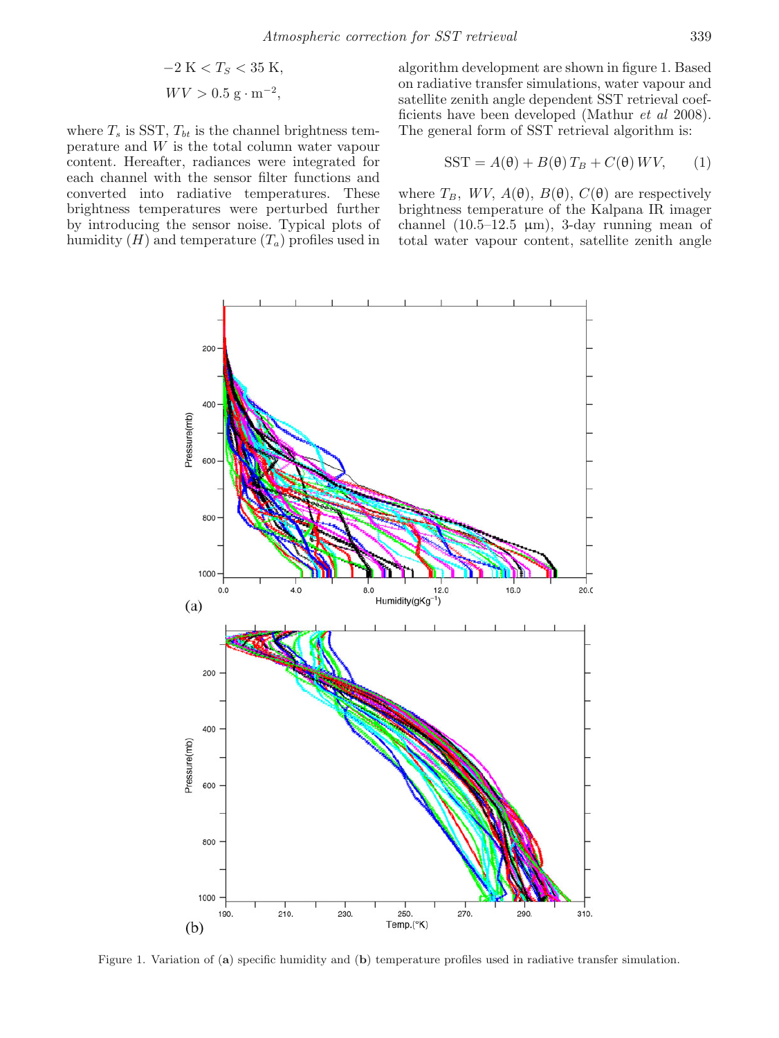$$-2\ \mathrm{K} < T_S < 35\ \mathrm{K},$$

$$WV > 0.5\ \mathrm{g \cdot m^{-2}},$$

where $T_s$ is SST, $T_{bt}$ is the channel brightness temperature and $W$ is the total column water vapour content. Hereafter, radiances were integrated for each channel with the sensor filter functions and converted into radiative temperatures. These brightness temperatures were perturbed further by introducing the sensor noise. Typical plots of humidity ($H$) and temperature ($T_a$) profiles used in algorithm development are shown in figure 1. Based on radiative transfer simulations, water vapour and satellite zenith angle dependent SST retrieval coefficients have been developed (Mathur *et al* 2008). The general form of SST retrieval algorithm is:

$$\mathrm{SST} = A(\theta) + B(\theta)\, T_B + C(\theta)\, WV, \qquad (1)$$

where $T_B$, $WV$, $A(\theta)$, $B(\theta)$, $C(\theta)$ are respectively brightness temperature of the Kalpana IR imager channel (10.5–12.5 μm), 3-day running mean of total water vapour content, satellite zenith angle

Figure 1. Variation of (**a**) specific humidity and (**b**) temperature profiles used in radiative transfer simulation.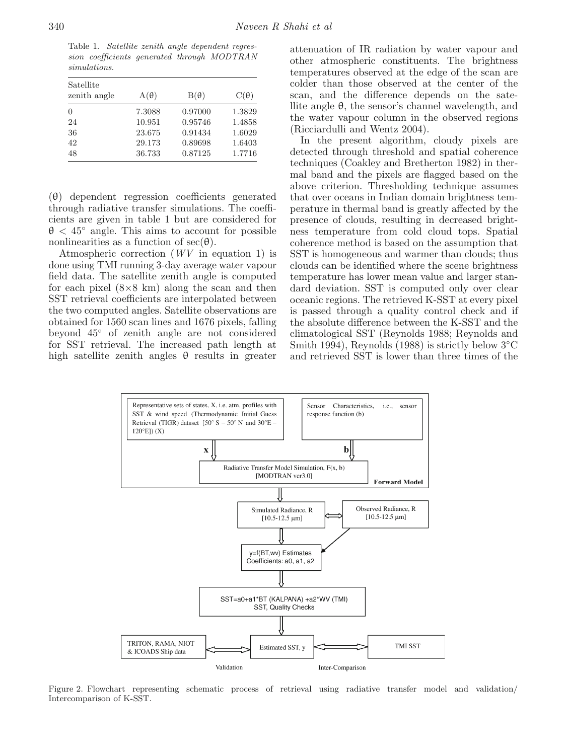Table 1. *Satellite zenith angle dependent regression coefficients generated through MODTRAN simulations.*

| Satellite zenith angle | $A(\theta)$ | $B(\theta)$ | $C(\theta)$ |
|---|---|---|---|
| 0 | 7.3088 | 0.97000 | 1.3829 |
| 24 | 10.951 | 0.95746 | 1.4858 |
| 36 | 23.675 | 0.91434 | 1.6029 |
| 42 | 29.173 | 0.89698 | 1.6403 |
| 48 | 36.733 | 0.87125 | 1.7716 |

($\theta$) dependent regression coefficients generated through radiative transfer simulations. The coefficients are given in table 1 but are considered for $\theta < 45°$ angle. This aims to account for possible nonlinearities as a function of $\sec(\theta)$.

Atmospheric correction ($WV$ in equation 1) is done using TMI running 3-day average water vapour field data. The satellite zenith angle is computed for each pixel (8×8 km) along the scan and then SST retrieval coefficients are interpolated between the two computed angles. Satellite observations are obtained for 1560 scan lines and 1676 pixels, falling beyond 45° of zenith angle are not considered for SST retrieval. The increased path length at high satellite zenith angles $\theta$ results in greater attenuation of IR radiation by water vapour and other atmospheric constituents. The brightness temperatures observed at the edge of the scan are colder than those observed at the center of the scan, and the difference depends on the satellite angle $\theta$, the sensor's channel wavelength, and the water vapour column in the observed regions (Ricciardulli and Wentz 2004).

In the present algorithm, cloudy pixels are detected through threshold and spatial coherence techniques (Coakley and Bretherton 1982) in thermal band and the pixels are flagged based on the above criterion. Thresholding technique assumes that over oceans in Indian domain brightness temperature in thermal band is greatly affected by the presence of clouds, resulting in decreased brightness temperature from cold cloud tops. Spatial coherence method is based on the assumption that SST is homogeneous and warmer than clouds; thus clouds can be identified where the scene brightness temperature has lower mean value and larger standard deviation. SST is computed only over clear oceanic regions. The retrieved K-SST at every pixel is passed through a quality control check and if the absolute difference between the K-SST and the climatological SST (Reynolds 1988; Reynolds and Smith 1994), Reynolds (1988) is strictly below 3°C and retrieved SST is lower than three times of the

Representative sets of states, X, i.e. atm. profiles with SST & wind speed (Thermodynamic Initial Guess Retrieval (TIGR) dataset [50° S – 50° N and 30°E – 120°E]) (X)

Sensor Characteristics, i.e., sensor response function (b)

Radiative Transfer Model Simulation, F(x, b) [MODTRAN ver3.0]

Forward Model

Simulated Radiance, R [10.5-12.5 μm]

Observed Radiance, R [10.5-12.5 μm]

y=f(BT,wv) Estimates Coefficients: a0, a1, a2

SST=a0+a1*BT (KALPANA) +a2*WV (TMI) SST, Quality Checks

TRITON, RAMA, NIOT & ICOADS Ship data

Estimated SST, y

TMI SST

Validation

Inter-Comparison

Figure 2. Flowchart representing schematic process of retrieval using radiative transfer model and validation/Intercomparison of K-SST.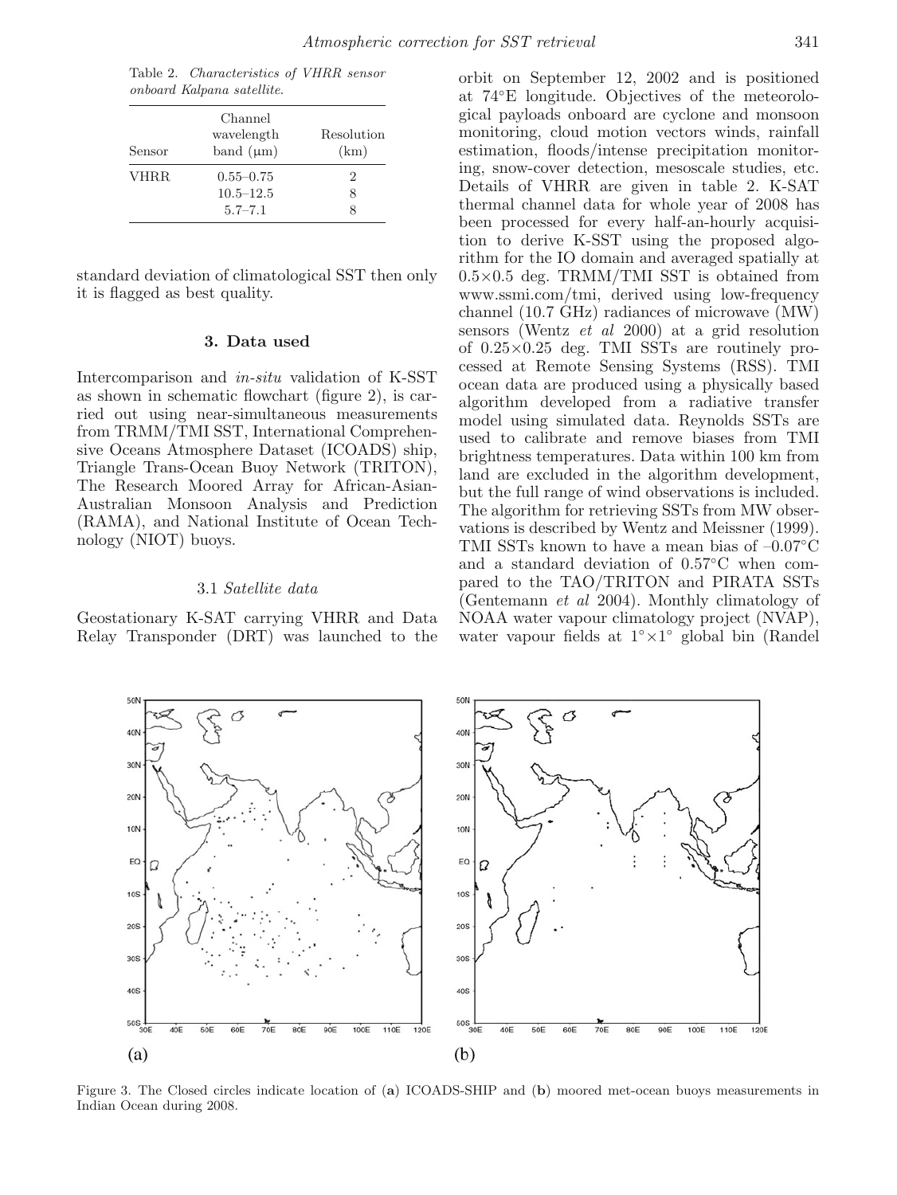Table 2. *Characteristics of VHRR sensor onboard Kalpana satellite.*

| Sensor | Channel wavelength band (μm) | Resolution (km) |
|---|---|---|
| VHRR | 0.55–0.75 | 2 |
| | 10.5–12.5 | 8 |
| | 5.7–7.1 | 8 |

standard deviation of climatological SST then only it is flagged as best quality.

## 3. Data used

Intercomparison and *in-situ* validation of K-SST as shown in schematic flowchart (figure 2), is carried out using near-simultaneous measurements from TRMM/TMI SST, International Comprehensive Oceans Atmosphere Dataset (ICOADS) ship, Triangle Trans-Ocean Buoy Network (TRITON), The Research Moored Array for African-Asian-Australian Monsoon Analysis and Prediction (RAMA), and National Institute of Ocean Technology (NIOT) buoys.

### 3.1 *Satellite data*

Geostationary K-SAT carrying VHRR and Data Relay Transponder (DRT) was launched to the orbit on September 12, 2002 and is positioned at 74°E longitude. Objectives of the meteorological payloads onboard are cyclone and monsoon monitoring, cloud motion vectors winds, rainfall estimation, floods/intense precipitation monitoring, snow-cover detection, mesoscale studies, etc. Details of VHRR are given in table 2. K-SAT thermal channel data for whole year of 2008 has been processed for every half-an-hourly acquisition to derive K-SST using the proposed algorithm for the IO domain and averaged spatially at 0.5×0.5 deg. TRMM/TMI SST is obtained from www.ssmi.com/tmi, derived using low-frequency channel (10.7 GHz) radiances of microwave (MW) sensors (Wentz *et al* 2000) at a grid resolution of 0.25×0.25 deg. TMI SSTs are routinely processed at Remote Sensing Systems (RSS). TMI ocean data are produced using a physically based algorithm developed from a radiative transfer model using simulated data. Reynolds SSTs are used to calibrate and remove biases from TMI brightness temperatures. Data within 100 km from land are excluded in the algorithm development, but the full range of wind observations is included. The algorithm for retrieving SSTs from MW observations is described by Wentz and Meissner (1999). TMI SSTs known to have a mean bias of –0.07°C and a standard deviation of 0.57°C when compared to the TAO/TRITON and PIRATA SSTs (Gentemann *et al* 2004). Monthly climatology of NOAA water vapour climatology project (NVAP), water vapour fields at 1°×1° global bin (Randel

Figure 3. The Closed circles indicate location of (**a**) ICOADS-SHIP and (**b**) moored met-ocean buoys measurements in Indian Ocean during 2008.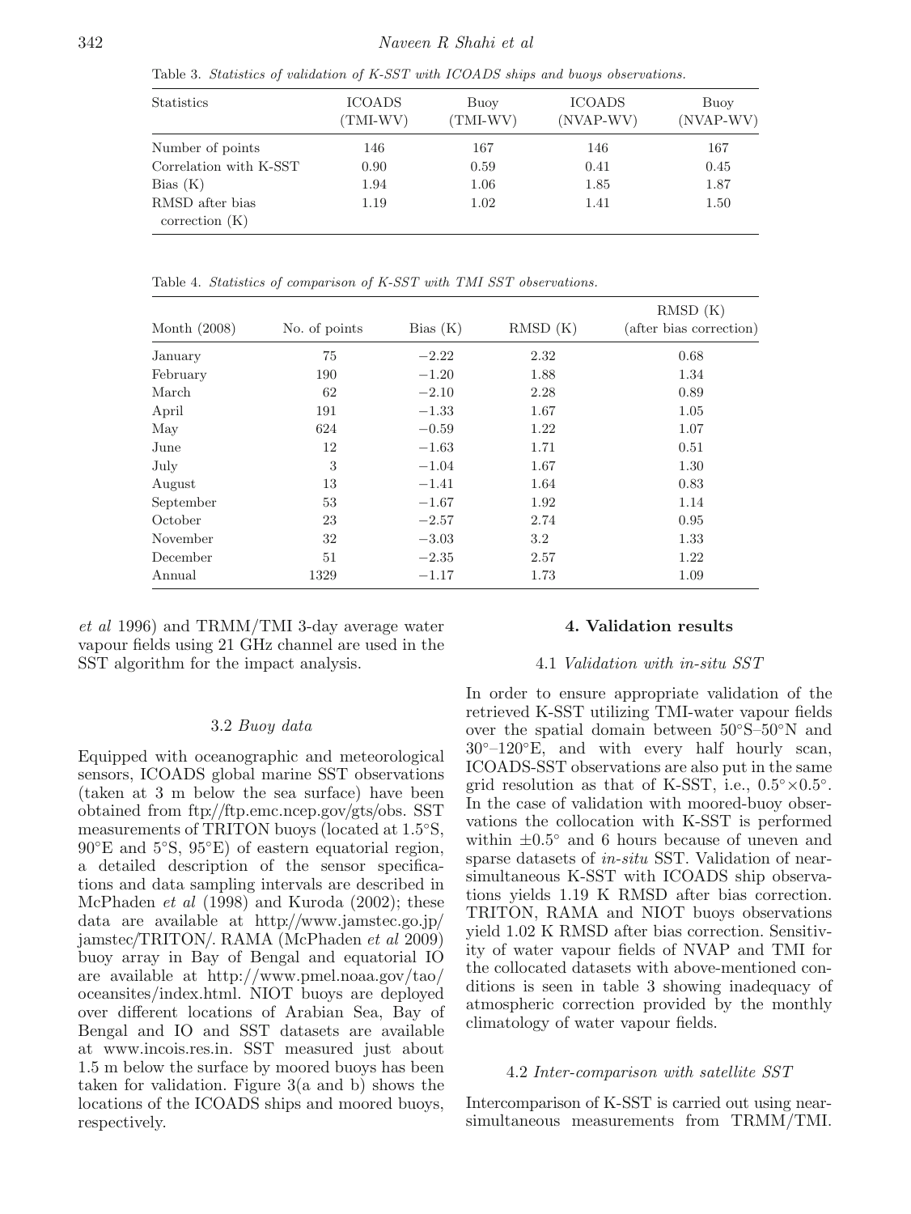Table 3. *Statistics of validation of K-SST with ICOADS ships and buoys observations.*

| Statistics | ICOADS (TMI-WV) | Buoy (TMI-WV) | ICOADS (NVAP-WV) | Buoy (NVAP-WV) |
|---|---|---|---|---|
| Number of points | 146 | 167 | 146 | 167 |
| Correlation with K-SST | 0.90 | 0.59 | 0.41 | 0.45 |
| Bias (K) | 1.94 | 1.06 | 1.85 | 1.87 |
| RMSD after bias correction (K) | 1.19 | 1.02 | 1.41 | 1.50 |

Table 4. *Statistics of comparison of K-SST with TMI SST observations.*

| Month (2008) | No. of points | Bias (K) | RMSD (K) | RMSD (K) (after bias correction) |
|---|---|---|---|---|
| January | 75 | −2.22 | 2.32 | 0.68 |
| February | 190 | −1.20 | 1.88 | 1.34 |
| March | 62 | −2.10 | 2.28 | 0.89 |
| April | 191 | −1.33 | 1.67 | 1.05 |
| May | 624 | −0.59 | 1.22 | 1.07 |
| June | 12 | −1.63 | 1.71 | 0.51 |
| July | 3 | −1.04 | 1.67 | 1.30 |
| August | 13 | −1.41 | 1.64 | 0.83 |
| September | 53 | −1.67 | 1.92 | 1.14 |
| October | 23 | −2.57 | 2.74 | 0.95 |
| November | 32 | −3.03 | 3.2 | 1.33 |
| December | 51 | −2.35 | 2.57 | 1.22 |
| Annual | 1329 | −1.17 | 1.73 | 1.09 |

*et al* 1996) and TRMM/TMI 3-day average water vapour fields using 21 GHz channel are used in the SST algorithm for the impact analysis.

### 3.2 *Buoy data*

Equipped with oceanographic and meteorological sensors, ICOADS global marine SST observations (taken at 3 m below the sea surface) have been obtained from ftp://ftp.emc.ncep.gov/gts/obs. SST measurements of TRITON buoys (located at 1.5°S, 90°E and 5°S, 95°E) of eastern equatorial region, a detailed description of the sensor specifications and data sampling intervals are described in McPhaden *et al* (1998) and Kuroda (2002); these data are available at http://www.jamstec.go.jp/jamstec/TRITON/. RAMA (McPhaden *et al* 2009) buoy array in Bay of Bengal and equatorial IO are available at http://www.pmel.noaa.gov/tao/oceansites/index.html. NIOT buoys are deployed over different locations of Arabian Sea, Bay of Bengal and IO and SST datasets are available at www.incois.res.in. SST measured just about 1.5 m below the surface by moored buoys has been taken for validation. Figure 3(a and b) shows the locations of the ICOADS ships and moored buoys, respectively.

## 4. Validation results

### 4.1 *Validation with in-situ SST*

In order to ensure appropriate validation of the retrieved K-SST utilizing TMI-water vapour fields over the spatial domain between 50°S–50°N and 30°–120°E, and with every half hourly scan, ICOADS-SST observations are also put in the same grid resolution as that of K-SST, i.e., 0.5°×0.5°. In the case of validation with moored-buoy observations the collocation with K-SST is performed within ±0.5° and 6 hours because of uneven and sparse datasets of *in-situ* SST. Validation of near-simultaneous K-SST with ICOADS ship observations yields 1.19 K RMSD after bias correction. TRITON, RAMA and NIOT buoys observations yield 1.02 K RMSD after bias correction. Sensitivity of water vapour fields of NVAP and TMI for the collocated datasets with above-mentioned conditions is seen in table 3 showing inadequacy of atmospheric correction provided by the monthly climatology of water vapour fields.

### 4.2 *Inter-comparison with satellite SST*

Intercomparison of K-SST is carried out using near-simultaneous measurements from TRMM/TMI.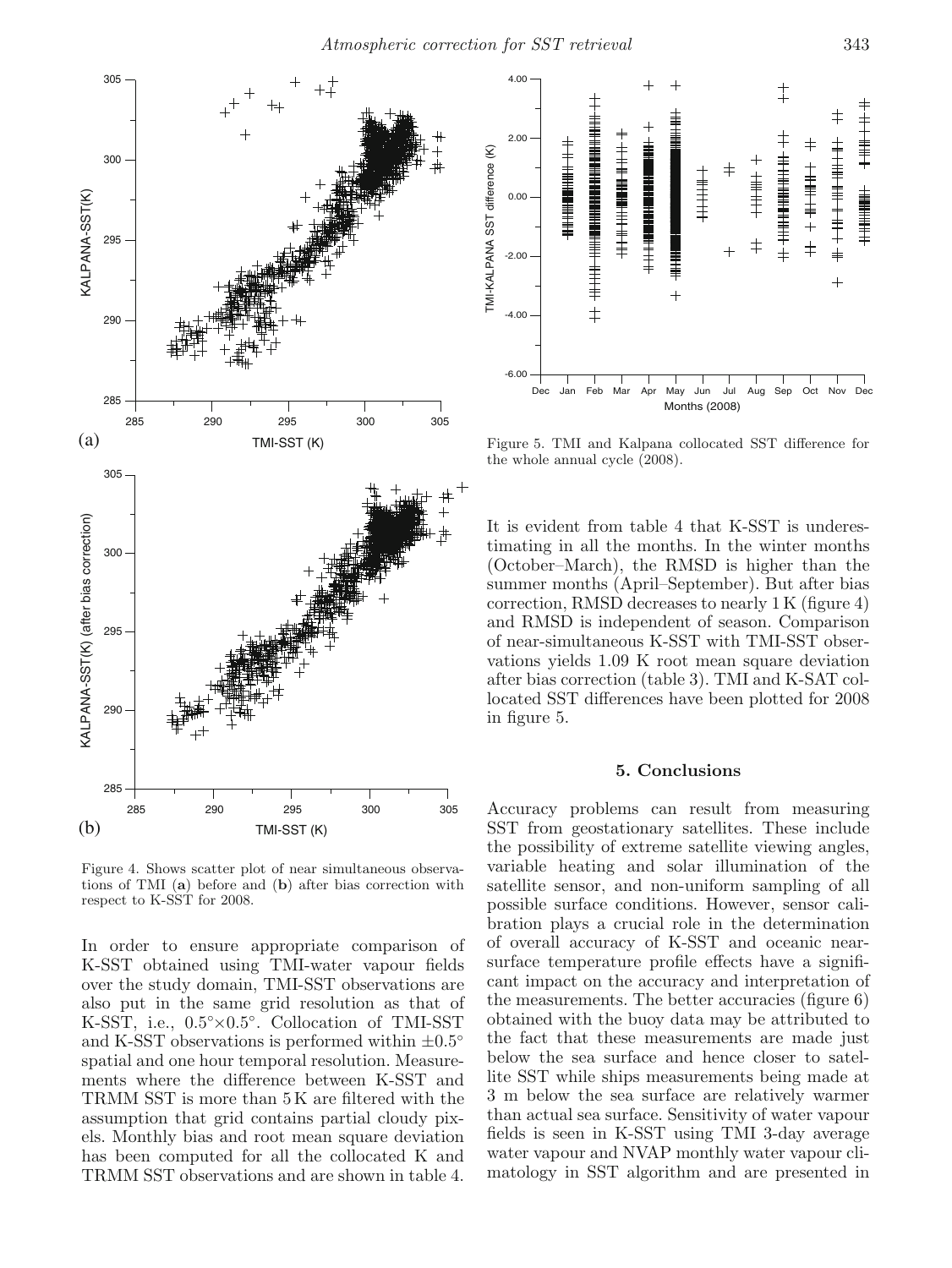Figure 4. Shows scatter plot of near simultaneous observations of TMI (**a**) before and (**b**) after bias correction with respect to K-SST for 2008.

In order to ensure appropriate comparison of K-SST obtained using TMI-water vapour fields over the study domain, TMI-SST observations are also put in the same grid resolution as that of K-SST, i.e., $0.5^\circ \times 0.5^\circ$. Collocation of TMI-SST and K-SST observations is performed within $\pm 0.5^\circ$ spatial and one hour temporal resolution. Measurements where the difference between K-SST and TRMM SST is more than 5 K are filtered with the assumption that grid contains partial cloudy pixels. Monthly bias and root mean square deviation has been computed for all the collocated K and TRMM SST observations and are shown in table 4.

Figure 5. TMI and Kalpana collocated SST difference for the whole annual cycle (2008).

It is evident from table 4 that K-SST is underestimating in all the months. In the winter months (October–March), the RMSD is higher than the summer months (April–September). But after bias correction, RMSD decreases to nearly 1 K (figure 4) and RMSD is independent of season. Comparison of near-simultaneous K-SST with TMI-SST observations yields 1.09 K root mean square deviation after bias correction (table 3). TMI and K-SAT collocated SST differences have been plotted for 2008 in figure 5.

## 5. Conclusions

Accuracy problems can result from measuring SST from geostationary satellites. These include the possibility of extreme satellite viewing angles, variable heating and solar illumination of the satellite sensor, and non-uniform sampling of all possible surface conditions. However, sensor calibration plays a crucial role in the determination of overall accuracy of K-SST and oceanic near-surface temperature profile effects have a significant impact on the accuracy and interpretation of the measurements. The better accuracies (figure 6) obtained with the buoy data may be attributed to the fact that these measurements are made just below the sea surface and hence closer to satellite SST while ships measurements being made at 3 m below the sea surface are relatively warmer than actual sea surface. Sensitivity of water vapour fields is seen in K-SST using TMI 3-day average water vapour and NVAP monthly water vapour climatology in SST algorithm and are presented in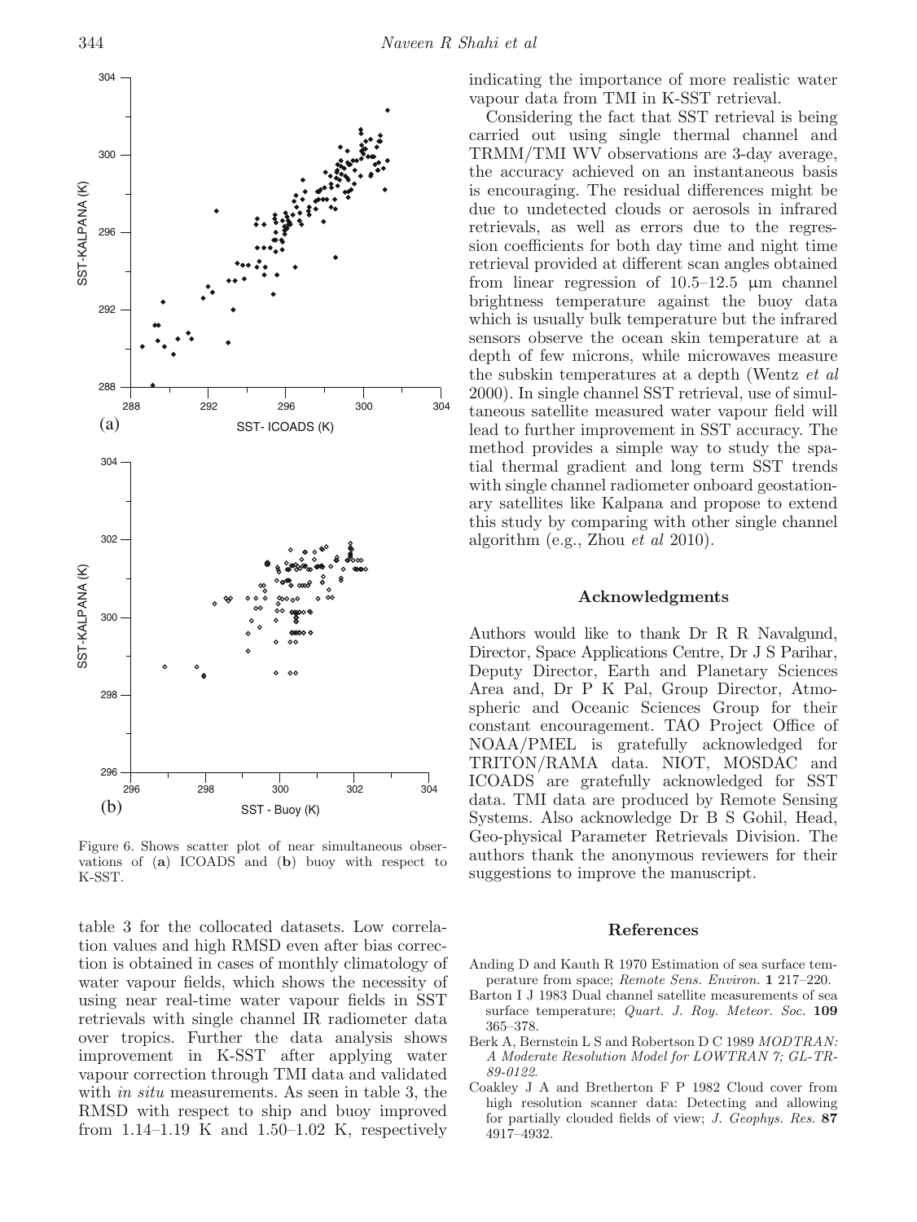SST-KALPANA (K)

304

300

296

292

288

288 292 296 300 304

(a) SST- ICOADS (K)

SST-KALPANA (K)

304

302

300

298

296

296 298 300 302 304

(b) SST - Buoy (K)

Figure 6. Shows scatter plot of near simultaneous observations of (**a**) ICOADS and (**b**) buoy with respect to K-SST.

table 3 for the collocated datasets. Low correlation values and high RMSD even after bias correction is obtained in cases of monthly climatology of water vapour fields, which shows the necessity of using near real-time water vapour fields in SST retrievals with single channel IR radiometer data over tropics. Further the data analysis shows improvement in K-SST after applying water vapour correction through TMI data and validated with *in situ* measurements. As seen in table 3, the RMSD with respect to ship and buoy improved from 1.14–1.19 K and 1.50–1.02 K, respectively indicating the importance of more realistic water vapour data from TMI in K-SST retrieval.

Considering the fact that SST retrieval is being carried out using single thermal channel and TRMM/TMI WV observations are 3-day average, the accuracy achieved on an instantaneous basis is encouraging. The residual differences might be due to undetected clouds or aerosols in infrared retrievals, as well as errors due to the regression coefficients for both day time and night time retrieval provided at different scan angles obtained from linear regression of 10.5–12.5 μm channel brightness temperature against the buoy data which is usually bulk temperature but the infrared sensors observe the ocean skin temperature at a depth of few microns, while microwaves measure the subskin temperatures at a depth (Wentz *et al* 2000). In single channel SST retrieval, use of simultaneous satellite measured water vapour field will lead to further improvement in SST accuracy. The method provides a simple way to study the spatial thermal gradient and long term SST trends with single channel radiometer onboard geostationary satellites like Kalpana and propose to extend this study by comparing with other single channel algorithm (e.g., Zhou *et al* 2010).

## Acknowledgments

Authors would like to thank Dr R R Navalgund, Director, Space Applications Centre, Dr J S Parihar, Deputy Director, Earth and Planetary Sciences Area and, Dr P K Pal, Group Director, Atmospheric and Oceanic Sciences Group for their constant encouragement. TAO Project Office of NOAA/PMEL is gratefully acknowledged for TRITON/RAMA data. NIOT, MOSDAC and ICOADS are gratefully acknowledged for SST data. TMI data are produced by Remote Sensing Systems. Also acknowledge Dr B S Gohil, Head, Geo-physical Parameter Retrievals Division. The authors thank the anonymous reviewers for their suggestions to improve the manuscript.

## References

Anding D and Kauth R 1970 Estimation of sea surface temperature from space; *Remote Sens. Environ.* **1** 217–220.

Barton I J 1983 Dual channel satellite measurements of sea surface temperature; *Quart. J. Roy. Meteor. Soc.* **109** 365–378.

Berk A, Bernstein L S and Robertson D C 1989 *MODTRAN: A Moderate Resolution Model for LOWTRAN 7; GL-TR-89-0122*.

Coakley J A and Bretherton F P 1982 Cloud cover from high resolution scanner data: Detecting and allowing for partially clouded fields of view; *J. Geophys. Res.* **87** 4917–4932.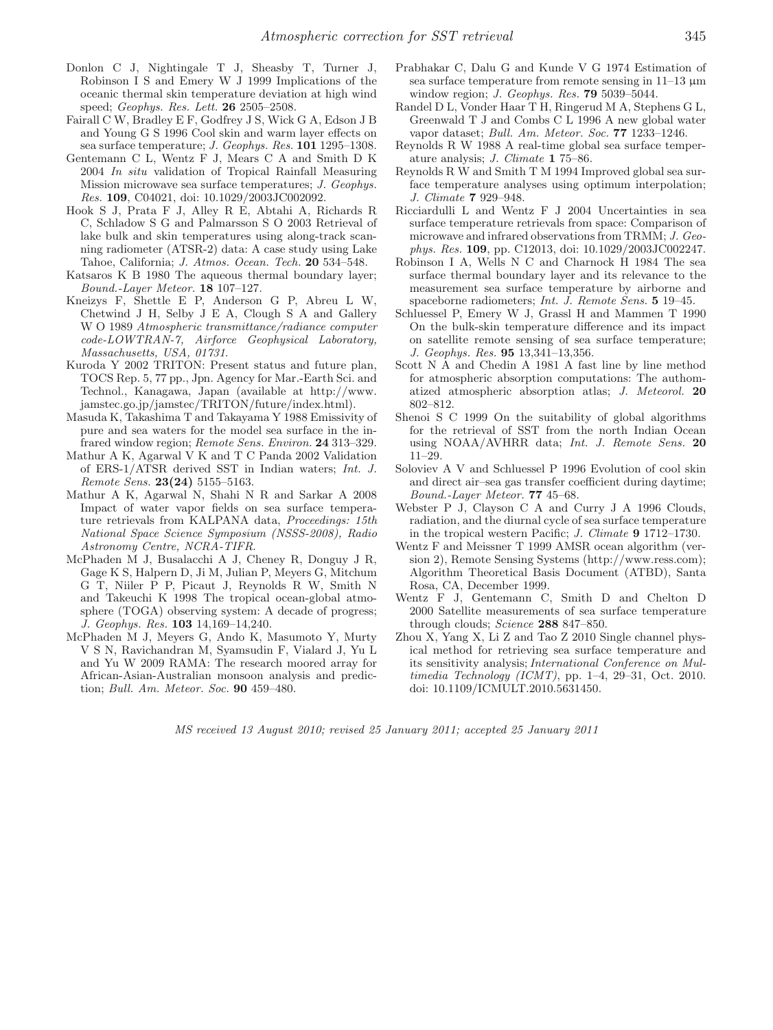Donlon C J, Nightingale T J, Sheasby T, Turner J, Robinson I S and Emery W J 1999 Implications of the oceanic thermal skin temperature deviation at high wind speed; *Geophys. Res. Lett.* **26** 2505–2508.

Fairall C W, Bradley E F, Godfrey J S, Wick G A, Edson J B and Young G S 1996 Cool skin and warm layer effects on sea surface temperature; *J. Geophys. Res.* **101** 1295–1308.

Gentemann C L, Wentz F J, Mears C A and Smith D K 2004 *In situ* validation of Tropical Rainfall Measuring Mission microwave sea surface temperatures; *J. Geophys. Res.* **109**, C04021, doi: 10.1029/2003JC002092.

Hook S J, Prata F J, Alley R E, Abtahi A, Richards R C, Schladow S G and Palmarsson S O 2003 Retrieval of lake bulk and skin temperatures using along-track scanning radiometer (ATSR-2) data: A case study using Lake Tahoe, California; *J. Atmos. Ocean. Tech.* **20** 534–548.

Katsaros K B 1980 The aqueous thermal boundary layer; *Bound.-Layer Meteor.* **18** 107–127.

Kneizys F, Shettle E P, Anderson G P, Abreu L W, Chetwind J H, Selby J E A, Clough S A and Gallery W O 1989 *Atmospheric transmittance/radiance computer code-LOWTRAN-7, Airforce Geophysical Laboratory, Massachusetts, USA, 01731*.

Kuroda Y 2002 TRITON: Present status and future plan, TOCS Rep. 5, 77 pp., Jpn. Agency for Mar.-Earth Sci. and Technol., Kanagawa, Japan (available at http://www.jamstec.go.jp/jamstec/TRITON/future/index.html).

Masuda K, Takashima T and Takayama Y 1988 Emissivity of pure and sea waters for the model sea surface in the infrared window region; *Remote Sens. Environ.* **24** 313–329.

Mathur A K, Agarwal V K and T C Panda 2002 Validation of ERS-1/ATSR derived SST in Indian waters; *Int. J. Remote Sens.* **23(24)** 5155–5163.

Mathur A K, Agarwal N, Shahi N R and Sarkar A 2008 Impact of water vapor fields on sea surface temperature retrievals from KALPANA data, *Proceedings: 15th National Space Science Symposium (NSSS-2008), Radio Astronomy Centre, NCRA-TIFR*.

McPhaden M J, Busalacchi A J, Cheney R, Donguy J R, Gage K S, Halpern D, Ji M, Julian P, Meyers G, Mitchum G T, Niiler P P, Picaut J, Reynolds R W, Smith N and Takeuchi K 1998 The tropical ocean-global atmosphere (TOGA) observing system: A decade of progress; *J. Geophys. Res.* **103** 14,169–14,240.

McPhaden M J, Meyers G, Ando K, Masumoto Y, Murty V S N, Ravichandran M, Syamsudin F, Vialard J, Yu L and Yu W 2009 RAMA: The research moored array for African-Asian-Australian monsoon analysis and prediction; *Bull. Am. Meteor. Soc.* **90** 459–480.

Prabhakar C, Dalu G and Kunde V G 1974 Estimation of sea surface temperature from remote sensing in 11–13 μm window region; *J. Geophys. Res.* **79** 5039–5044.

Randel D L, Vonder Haar T H, Ringerud M A, Stephens G L, Greenwald T J and Combs C L 1996 A new global water vapor dataset; *Bull. Am. Meteor. Soc.* **77** 1233–1246.

Reynolds R W 1988 A real-time global sea surface temperature analysis; *J. Climate* **1** 75–86.

Reynolds R W and Smith T M 1994 Improved global sea surface temperature analyses using optimum interpolation; *J. Climate* **7** 929–948.

Ricciardulli L and Wentz F J 2004 Uncertainties in sea surface temperature retrievals from space: Comparison of microwave and infrared observations from TRMM; *J. Geophys. Res.* **109**, pp. C12013, doi: 10.1029/2003JC002247.

Robinson I A, Wells N C and Charnock H 1984 The sea surface thermal boundary layer and its relevance to the measurement sea surface temperature by airborne and spaceborne radiometers; *Int. J. Remote Sens.* **5** 19–45.

Schluessel P, Emery W J, Grassl H and Mammen T 1990 On the bulk-skin temperature difference and its impact on satellite remote sensing of sea surface temperature; *J. Geophys. Res.* **95** 13,341–13,356.

Scott N A and Chedin A 1981 A fast line by line method for atmospheric absorption computations: The authomatized atmospheric absorption atlas; *J. Meteorol.* **20** 802–812.

Shenoi S C 1999 On the suitability of global algorithms for the retrieval of SST from the north Indian Ocean using NOAA/AVHRR data; *Int. J. Remote Sens.* **20** 11–29.

Soloviev A V and Schluessel P 1996 Evolution of cool skin and direct air–sea gas transfer coefficient during daytime; *Bound.-Layer Meteor.* **77** 45–68.

Webster P J, Clayson C A and Curry J A 1996 Clouds, radiation, and the diurnal cycle of sea surface temperature in the tropical western Pacific; *J. Climate* **9** 1712–1730.

Wentz F and Meissner T 1999 AMSR ocean algorithm (version 2), Remote Sensing Systems (http://www.ress.com); Algorithm Theoretical Basis Document (ATBD), Santa Rosa, CA, December 1999.

Wentz F J, Gentemann C, Smith D and Chelton D 2000 Satellite measurements of sea surface temperature through clouds; *Science* **288** 847–850.

Zhou X, Yang X, Li Z and Tao Z 2010 Single channel physical method for retrieving sea surface temperature and its sensitivity analysis; *International Conference on Multimedia Technology (ICMT)*, pp. 1–4, 29–31, Oct. 2010. doi: 10.1109/ICMULT.2010.5631450.

*MS received 13 August 2010; revised 25 January 2011; accepted 25 January 2011*